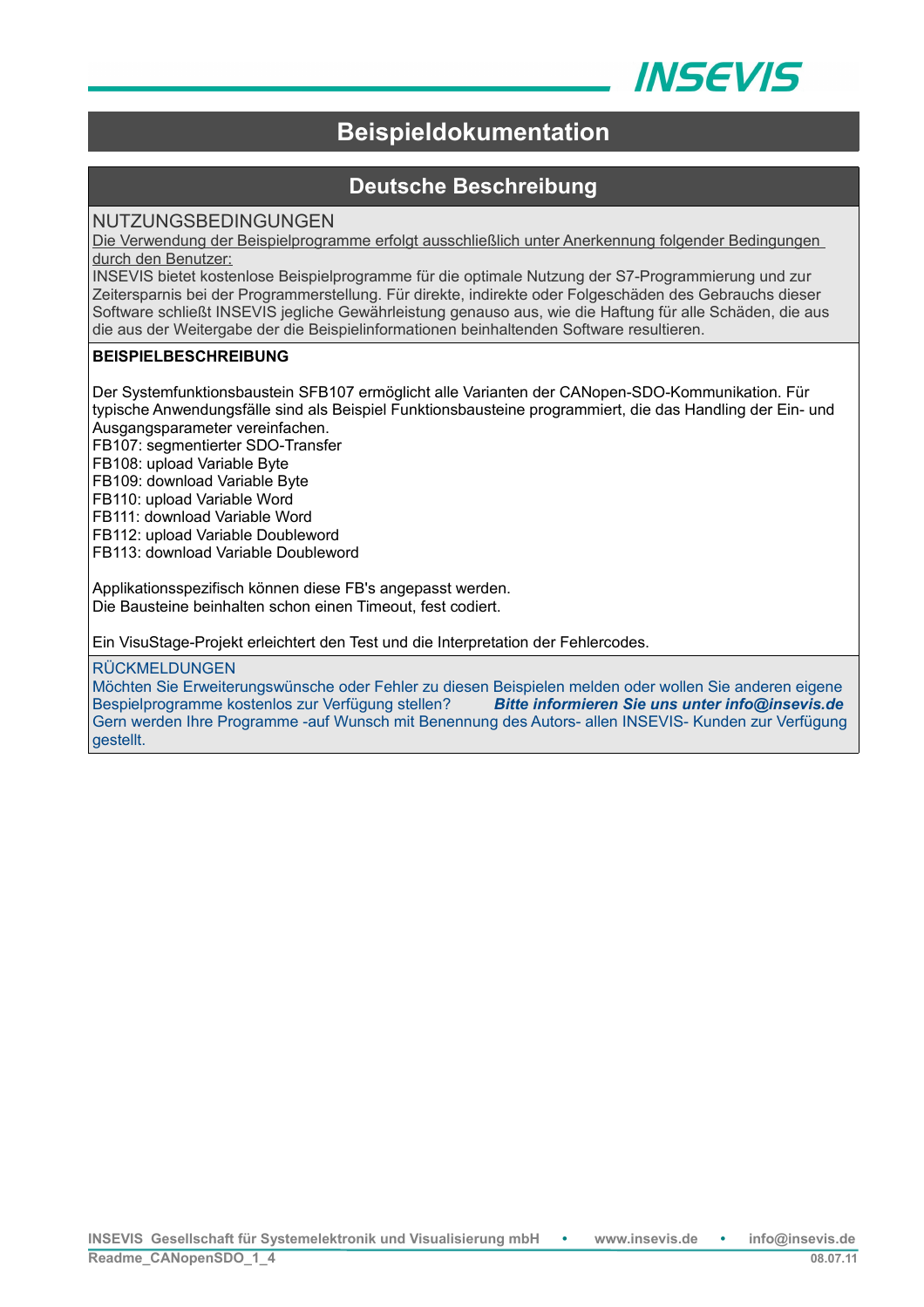# Beispieldokumentation

## Deutsche Beschreibung

### NUTZUNGSBEDINGUNGEN

Die Verwendung der Beispielprogramme erfolgt ausschließlich unter Anerkennung folgender Bedingungen durch den Benutzer:

INSEVIS bietet kostenlose Beispielprogramme für die optimale Nutzung der S7-Programmierung und zur Zeitersparnis bei der Programmerstellung. Für direkte, indirekte oder Folgeschäden des Gebrauchs dieser Software schließt INSEVIS jegliche Gewährleistung genauso aus, wie die Haftung für alle Schäden, die aus die aus der Weitergabe der die Beispielinformationen beinhaltenden Software resultieren.

**BEISPIELBESCHREIBUNG**

Der Systemfunktionsbaustein SFB107 ermöglicht alle Varianten der CANopen-SDO-Kommunikation. Für typische Anwendungsfälle sind als Beispiel Funktionsbausteine programmiert, die das Handling der Ein- und Ausgangsparameter vereinfachen.
FB107: segmentierter SDO-Transfer
FB108: upload Variable Byte
FB109: download Variable Byte
FB110: upload Variable Word
FB111: download Variable Word
FB112: upload Variable Doubleword
FB113: download Variable Doubleword

Applikationsspezifisch können diese FB's angepasst werden.
Die Bausteine beinhalten schon einen Timeout, fest codiert.

Ein VisuStage-Projekt erleichtert den Test und die Interpretation der Fehlercodes.

### RÜCKMELDUNGEN

Möchten Sie Erweiterungswünsche oder Fehler zu diesen Beispielen melden oder wollen Sie anderen eigene Bespielprogramme kostenlos zur Verfügung stellen? ***Bitte informieren Sie uns unter info@insevis.de***
Gern werden Ihre Programme -auf Wunsch mit Benennung des Autors- allen INSEVIS- Kunden zur Verfügung gestellt.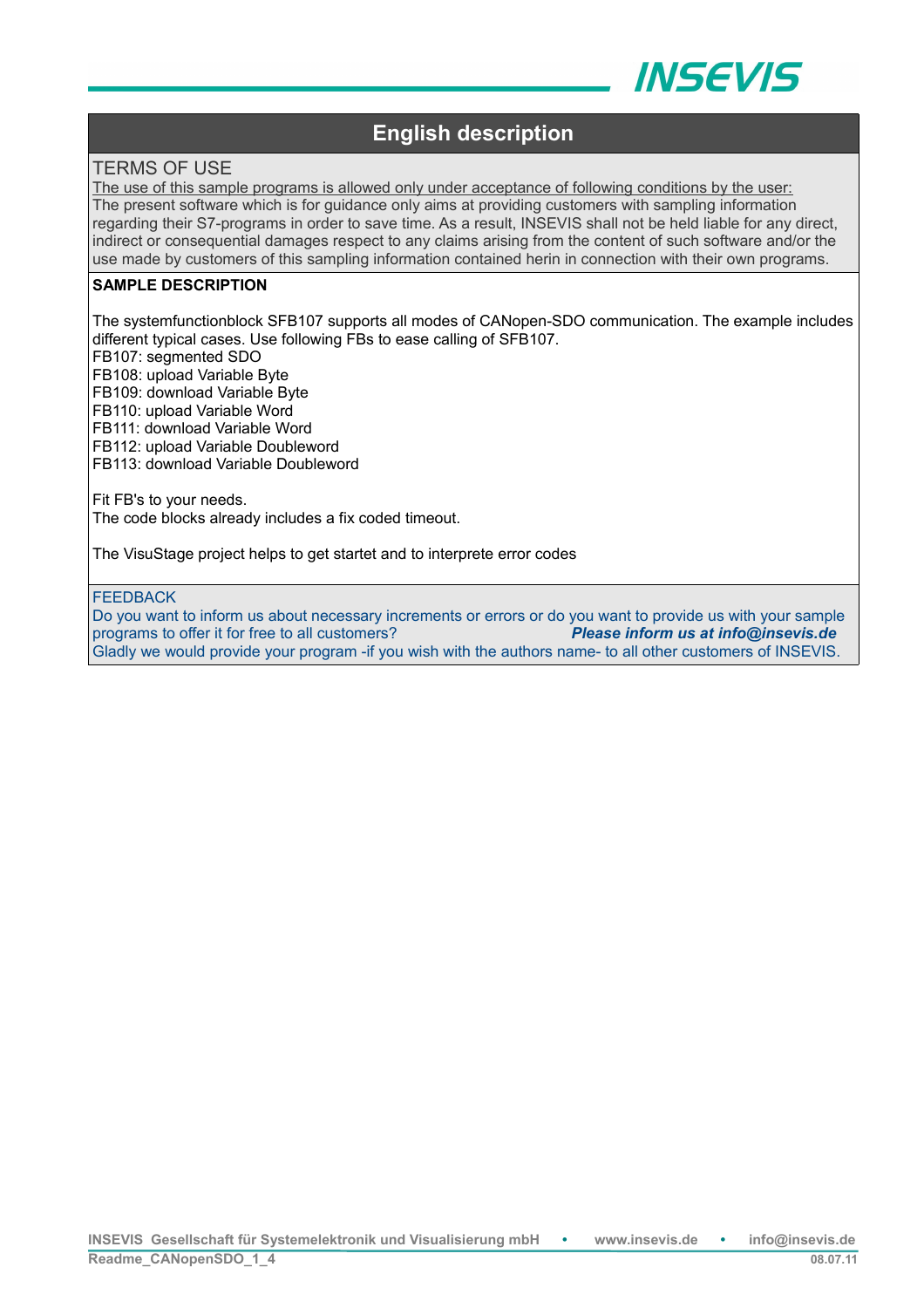# English description

## TERMS OF USE

The use of this sample programs is allowed only under acceptance of following conditions by the user:
The present software which is for guidance only aims at providing customers with sampling information regarding their S7-programs in order to save time. As a result, INSEVIS shall not be held liable for any direct, indirect or consequential damages respect to any claims arising from the content of such software and/or the use made by customers of this sampling information contained herin in connection with their own programs.

**SAMPLE DESCRIPTION**

The systemfunctionblock SFB107 supports all modes of CANopen-SDO communication. The example includes different typical cases. Use following FBs to ease calling of SFB107.
FB107: segmented SDO
FB108: upload Variable Byte
FB109: download Variable Byte
FB110: upload Variable Word
FB111: download Variable Word
FB112: upload Variable Doubleword
FB113: download Variable Doubleword

Fit FB's to your needs.
The code blocks already includes a fix coded timeout.

The VisuStage project helps to get startet and to interprete error codes

## FEEDBACK

Do you want to inform us about necessary increments or errors or do you want to provide us with your sample programs to offer it for free to all customers? ***Please inform us at info@insevis.de***
Gladly we would provide your program -if you wish with the authors name- to all other customers of INSEVIS.